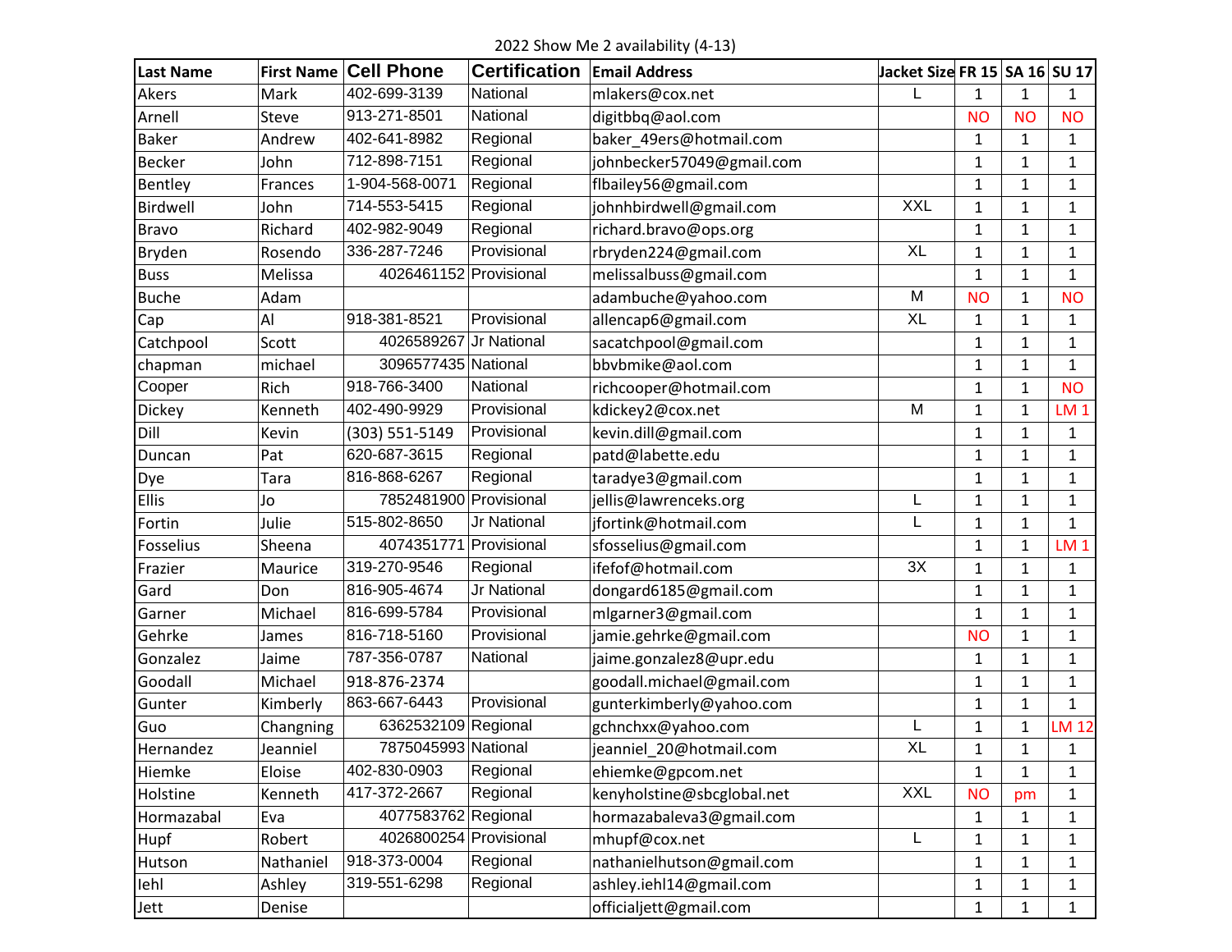2022 Show Me 2 availability (4-13)

| Last Name | First Name | Cell Phone | Certification | Email Address | Jacket Size | FR 15 | SA 16 | SU 17 |
|---|---|---|---|---|---|---|---|---|
| Akers | Mark | 402-699-3139 | National | mlakers@cox.net | L | 1 | 1 | 1 |
| Arnell | Steve | 913-271-8501 | National | digitbbq@aol.com | | NO | NO | NO |
| Baker | Andrew | 402-641-8982 | Regional | baker_49ers@hotmail.com | | 1 | 1 | 1 |
| Becker | John | 712-898-7151 | Regional | johnbecker57049@gmail.com | | 1 | 1 | 1 |
| Bentley | Frances | 1-904-568-0071 | Regional | flbailey56@gmail.com | | 1 | 1 | 1 |
| Birdwell | John | 714-553-5415 | Regional | johnhbirdwell@gmail.com | XXL | 1 | 1 | 1 |
| Bravo | Richard | 402-982-9049 | Regional | richard.bravo@ops.org | | 1 | 1 | 1 |
| Bryden | Rosendo | 336-287-7246 | Provisional | rbryden224@gmail.com | XL | 1 | 1 | 1 |
| Buss | Melissa | 4026461152 | Provisional | melissalbuss@gmail.com | | 1 | 1 | 1 |
| Buche | Adam | | | adambuche@yahoo.com | M | NO | 1 | NO |
| Cap | Al | 918-381-8521 | Provisional | allencap6@gmail.com | XL | 1 | 1 | 1 |
| Catchpool | Scott | 4026589267 | Jr National | sacatchpool@gmail.com | | 1 | 1 | 1 |
| chapman | michael | 3096577435 | National | bbvbmike@aol.com | | 1 | 1 | 1 |
| Cooper | Rich | 918-766-3400 | National | richcooper@hotmail.com | | 1 | 1 | NO |
| Dickey | Kenneth | 402-490-9929 | Provisional | kdickey2@cox.net | M | 1 | 1 | LM 1 |
| Dill | Kevin | (303) 551-5149 | Provisional | kevin.dill@gmail.com | | 1 | 1 | 1 |
| Duncan | Pat | 620-687-3615 | Regional | patd@labette.edu | | 1 | 1 | 1 |
| Dye | Tara | 816-868-6267 | Regional | taradye3@gmail.com | | 1 | 1 | 1 |
| Ellis | Jo | 7852481900 | Provisional | jellis@lawrenceks.org | L | 1 | 1 | 1 |
| Fortin | Julie | 515-802-8650 | Jr National | jfortink@hotmail.com | L | 1 | 1 | 1 |
| Fosselius | Sheena | 4074351771 | Provisional | sfosselius@gmail.com | | 1 | 1 | LM 1 |
| Frazier | Maurice | 319-270-9546 | Regional | ifefof@hotmail.com | 3X | 1 | 1 | 1 |
| Gard | Don | 816-905-4674 | Jr National | dongard6185@gmail.com | | 1 | 1 | 1 |
| Garner | Michael | 816-699-5784 | Provisional | mlgarner3@gmail.com | | 1 | 1 | 1 |
| Gehrke | James | 816-718-5160 | Provisional | jamie.gehrke@gmail.com | | NO | 1 | 1 |
| Gonzalez | Jaime | 787-356-0787 | National | jaime.gonzalez8@upr.edu | | 1 | 1 | 1 |
| Goodall | Michael | 918-876-2374 | | goodall.michael@gmail.com | | 1 | 1 | 1 |
| Gunter | Kimberly | 863-667-6443 | Provisional | gunterkimberly@yahoo.com | | 1 | 1 | 1 |
| Guo | Changning | 6362532109 | Regional | gchnchxx@yahoo.com | L | 1 | 1 | LM 12 |
| Hernandez | Jeanniel | 7875045993 | National | jeanniel_20@hotmail.com | XL | 1 | 1 | 1 |
| Hiemke | Eloise | 402-830-0903 | Regional | ehiemke@gpcom.net | | 1 | 1 | 1 |
| Holstine | Kenneth | 417-372-2667 | Regional | kenyholstine@sbcglobal.net | XXL | NO | pm | 1 |
| Hormazabal | Eva | 4077583762 | Regional | hormazabaleva3@gmail.com | | 1 | 1 | 1 |
| Hupf | Robert | 4026800254 | Provisional | mhupf@cox.net | L | 1 | 1 | 1 |
| Hutson | Nathaniel | 918-373-0004 | Regional | nathanielhutson@gmail.com | | 1 | 1 | 1 |
| Iehl | Ashley | 319-551-6298 | Regional | ashley.iehl14@gmail.com | | 1 | 1 | 1 |
| Jett | Denise | | | officialjett@gmail.com | | 1 | 1 | 1 |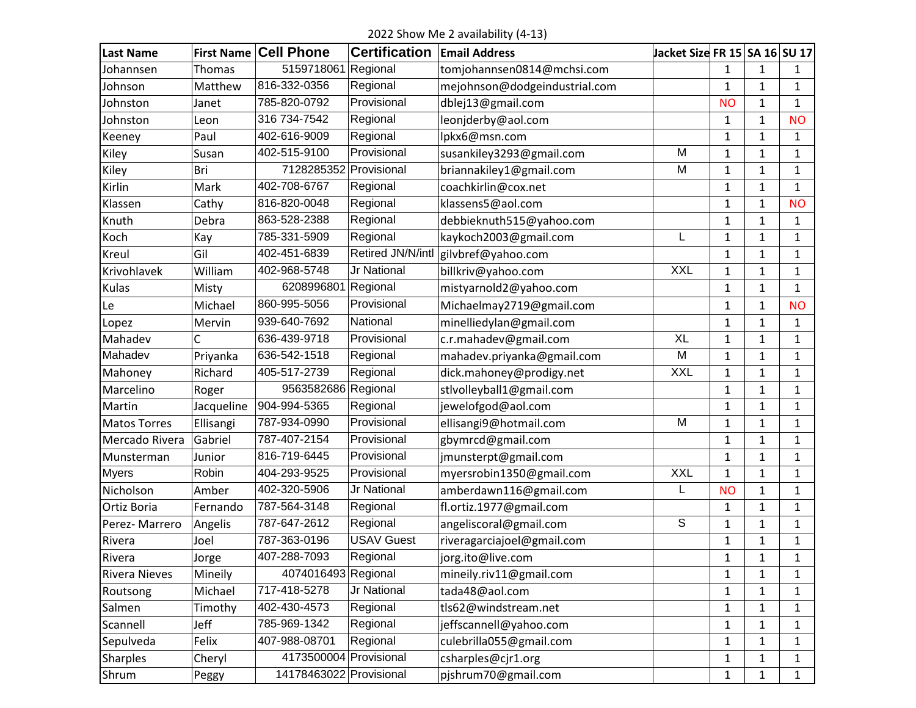2022 Show Me 2 availability (4-13)

| Last Name | First Name | Cell Phone | Certification | Email Address | Jacket Size | FR 15 | SA 16 | SU 17 |
|---|---|---|---|---|---|---|---|---|
| Johannsen | Thomas | 5159718061 | Regional | tomjohannsen0814@mchsi.com | | 1 | 1 | 1 |
| Johnson | Matthew | 816-332-0356 | Regional | mejohnson@dodgeindustrial.com | | 1 | 1 | 1 |
| Johnston | Janet | 785-820-0792 | Provisional | dblej13@gmail.com | | NO | 1 | 1 |
| Johnston | Leon | 316 734-7542 | Regional | leonjderby@aol.com | | 1 | 1 | NO |
| Keeney | Paul | 402-616-9009 | Regional | lpkx6@msn.com | | 1 | 1 | 1 |
| Kiley | Susan | 402-515-9100 | Provisional | susankiley3293@gmail.com | M | 1 | 1 | 1 |
| Kiley | Bri | 7128285352 | Provisional | briannakiley1@gmail.com | M | 1 | 1 | 1 |
| Kirlin | Mark | 402-708-6767 | Regional | coachkirlin@cox.net | | 1 | 1 | 1 |
| Klassen | Cathy | 816-820-0048 | Regional | klassens5@aol.com | | 1 | 1 | NO |
| Knuth | Debra | 863-528-2388 | Regional | debbieknuth515@yahoo.com | | 1 | 1 | 1 |
| Koch | Kay | 785-331-5909 | Regional | kaykoch2003@gmail.com | L | 1 | 1 | 1 |
| Kreul | Gil | 402-451-6839 | Retired JN/N/intl | gilvbref@yahoo.com | | 1 | 1 | 1 |
| Krivohlavek | William | 402-968-5748 | Jr National | billkriv@yahoo.com | XXL | 1 | 1 | 1 |
| Kulas | Misty | 6208996801 | Regional | mistyarnold2@yahoo.com | | 1 | 1 | 1 |
| Le | Michael | 860-995-5056 | Provisional | Michaelmay2719@gmail.com | | 1 | 1 | NO |
| Lopez | Mervin | 939-640-7692 | National | minelliedylan@gmail.com | | 1 | 1 | 1 |
| Mahadev | C | 636-439-9718 | Provisional | c.r.mahadev@gmail.com | XL | 1 | 1 | 1 |
| Mahadev | Priyanka | 636-542-1518 | Regional | mahadev.priyanka@gmail.com | M | 1 | 1 | 1 |
| Mahoney | Richard | 405-517-2739 | Regional | dick.mahoney@prodigy.net | XXL | 1 | 1 | 1 |
| Marcelino | Roger | 9563582686 | Regional | stlvolleyball1@gmail.com | | 1 | 1 | 1 |
| Martin | Jacqueline | 904-994-5365 | Regional | jewelofgod@aol.com | | 1 | 1 | 1 |
| Matos Torres | Ellisangi | 787-934-0990 | Provisional | ellisangi9@hotmail.com | M | 1 | 1 | 1 |
| Mercado Rivera | Gabriel | 787-407-2154 | Provisional | gbymrcd@gmail.com | | 1 | 1 | 1 |
| Munsterman | Junior | 816-719-6445 | Provisional | jmunsterpt@gmail.com | | 1 | 1 | 1 |
| Myers | Robin | 404-293-9525 | Provisional | myersrobin1350@gmail.com | XXL | 1 | 1 | 1 |
| Nicholson | Amber | 402-320-5906 | Jr National | amberdawn116@gmail.com | L | NO | 1 | 1 |
| Ortiz Boria | Fernando | 787-564-3148 | Regional | fl.ortiz.1977@gmail.com | | 1 | 1 | 1 |
| Perez- Marrero | Angelis | 787-647-2612 | Regional | angeliscoral@gmail.com | S | 1 | 1 | 1 |
| Rivera | Joel | 787-363-0196 | USAV Guest | riveragarciajoel@gmail.com | | 1 | 1 | 1 |
| Rivera | Jorge | 407-288-7093 | Regional | jorg.ito@live.com | | 1 | 1 | 1 |
| Rivera Nieves | Mineily | 4074016493 | Regional | mineily.riv11@gmail.com | | 1 | 1 | 1 |
| Routsong | Michael | 717-418-5278 | Jr National | tada48@aol.com | | 1 | 1 | 1 |
| Salmen | Timothy | 402-430-4573 | Regional | tls62@windstream.net | | 1 | 1 | 1 |
| Scannell | Jeff | 785-969-1342 | Regional | jeffscannell@yahoo.com | | 1 | 1 | 1 |
| Sepulveda | Felix | 407-988-08701 | Regional | culebrilla055@gmail.com | | 1 | 1 | 1 |
| Sharples | Cheryl | 4173500004 | Provisional | csharples@cjr1.org | | 1 | 1 | 1 |
| Shrum | Peggy | 14178463022 | Provisional | pjshrum70@gmail.com | | 1 | 1 | 1 |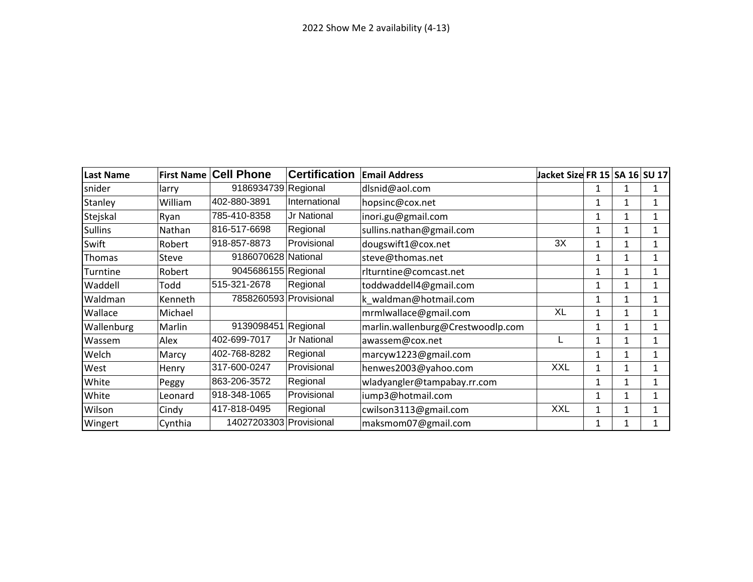2022 Show Me 2 availability (4-13)

| Last Name | First Name | Cell Phone | Certification | Email Address | Jacket Size | FR 15 | SA 16 | SU 17 |
|---|---|---|---|---|---|---|---|---|
| snider | larry | 9186934739 | Regional | dlsnid@aol.com | | 1 | 1 | 1 |
| Stanley | William | 402-880-3891 | International | hopsinc@cox.net | | 1 | 1 | 1 |
| Stejskal | Ryan | 785-410-8358 | Jr National | inori.gu@gmail.com | | 1 | 1 | 1 |
| Sullins | Nathan | 816-517-6698 | Regional | sullins.nathan@gmail.com | | 1 | 1 | 1 |
| Swift | Robert | 918-857-8873 | Provisional | dougswift1@cox.net | 3X | 1 | 1 | 1 |
| Thomas | Steve | 9186070628 | National | steve@thomas.net | | 1 | 1 | 1 |
| Turntine | Robert | 9045686155 | Regional | rlturntine@comcast.net | | 1 | 1 | 1 |
| Waddell | Todd | 515-321-2678 | Regional | toddwaddell4@gmail.com | | 1 | 1 | 1 |
| Waldman | Kenneth | 7858260593 | Provisional | k_waldman@hotmail.com | | 1 | 1 | 1 |
| Wallace | Michael | | | mrmlwallace@gmail.com | XL | 1 | 1 | 1 |
| Wallenburg | Marlin | 9139098451 | Regional | marlin.wallenburg@Crestwoodlp.com | | 1 | 1 | 1 |
| Wassem | Alex | 402-699-7017 | Jr National | awassem@cox.net | L | 1 | 1 | 1 |
| Welch | Marcy | 402-768-8282 | Regional | marcyw1223@gmail.com | | 1 | 1 | 1 |
| West | Henry | 317-600-0247 | Provisional | henwes2003@yahoo.com | XXL | 1 | 1 | 1 |
| White | Peggy | 863-206-3572 | Regional | wladyangler@tampabay.rr.com | | 1 | 1 | 1 |
| White | Leonard | 918-348-1065 | Provisional | iump3@hotmail.com | | 1 | 1 | 1 |
| Wilson | Cindy | 417-818-0495 | Regional | cwilson3113@gmail.com | XXL | 1 | 1 | 1 |
| Wingert | Cynthia | 14027203303 | Provisional | maksmom07@gmail.com | | 1 | 1 | 1 |